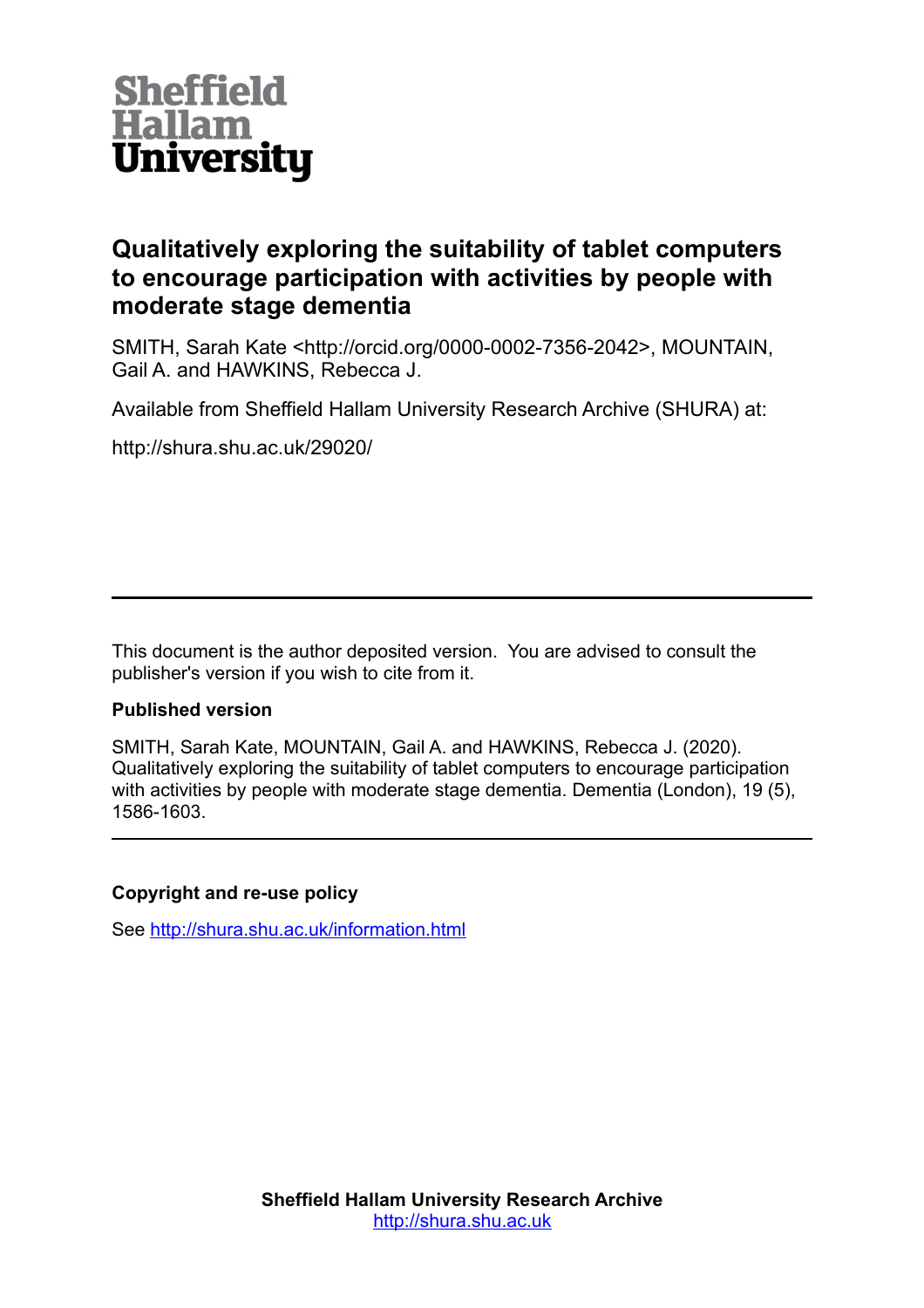**Sheffield Hallam University**

# Qualitatively exploring the suitability of tablet computers to encourage participation with activities by people with moderate stage dementia

SMITH, Sarah Kate <http://orcid.org/0000-0002-7356-2042>, MOUNTAIN, Gail A. and HAWKINS, Rebecca J.

Available from Sheffield Hallam University Research Archive (SHURA) at:

http://shura.shu.ac.uk/29020/

---

This document is the author deposited version. You are advised to consult the publisher's version if you wish to cite from it.

**Published version**

SMITH, Sarah Kate, MOUNTAIN, Gail A. and HAWKINS, Rebecca J. (2020). Qualitatively exploring the suitability of tablet computers to encourage participation with activities by people with moderate stage dementia. Dementia (London), 19 (5), 1586-1603.

---

**Copyright and re-use policy**

See http://shura.shu.ac.uk/information.html

**Sheffield Hallam University Research Archive**
http://shura.shu.ac.uk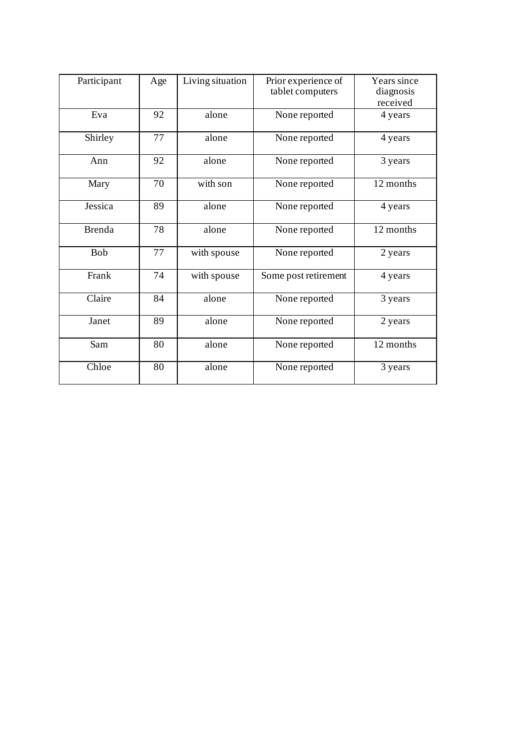| Participant | Age | Living situation | Prior experience of tablet computers | Years since diagnosis received |
|---|---|---|---|---|
| Eva | 92 | alone | None reported | 4 years |
| Shirley | 77 | alone | None reported | 4 years |
| Ann | 92 | alone | None reported | 3 years |
| Mary | 70 | with son | None reported | 12 months |
| Jessica | 89 | alone | None reported | 4 years |
| Brenda | 78 | alone | None reported | 12 months |
| Bob | 77 | with spouse | None reported | 2 years |
| Frank | 74 | with spouse | Some post retirement | 4 years |
| Claire | 84 | alone | None reported | 3 years |
| Janet | 89 | alone | None reported | 2 years |
| Sam | 80 | alone | None reported | 12 months |
| Chloe | 80 | alone | None reported | 3 years |